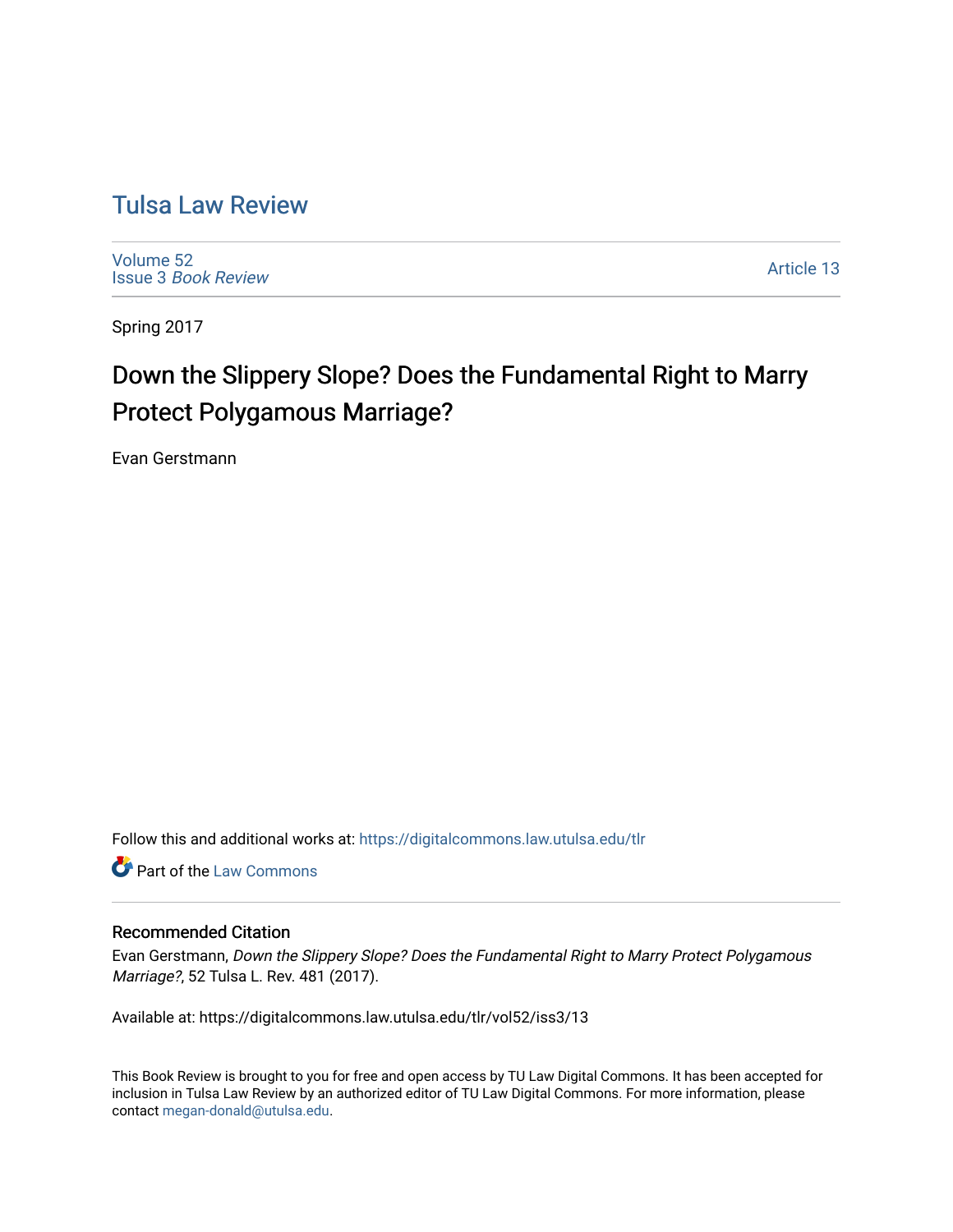# Tulsa Law Review

Volume 52
Issue 3 *Book Review*

Article 13

Spring 2017

## Down the Slippery Slope? Does the Fundamental Right to Marry Protect Polygamous Marriage?

Evan Gerstmann

Follow this and additional works at: https://digitalcommons.law.utulsa.edu/tlr

Part of the Law Commons

### Recommended Citation

Evan Gerstmann, *Down the Slippery Slope? Does the Fundamental Right to Marry Protect Polygamous Marriage?*, 52 Tulsa L. Rev. 481 (2017).

Available at: https://digitalcommons.law.utulsa.edu/tlr/vol52/iss3/13

This Book Review is brought to you for free and open access by TU Law Digital Commons. It has been accepted for inclusion in Tulsa Law Review by an authorized editor of TU Law Digital Commons. For more information, please contact megan-donald@utulsa.edu.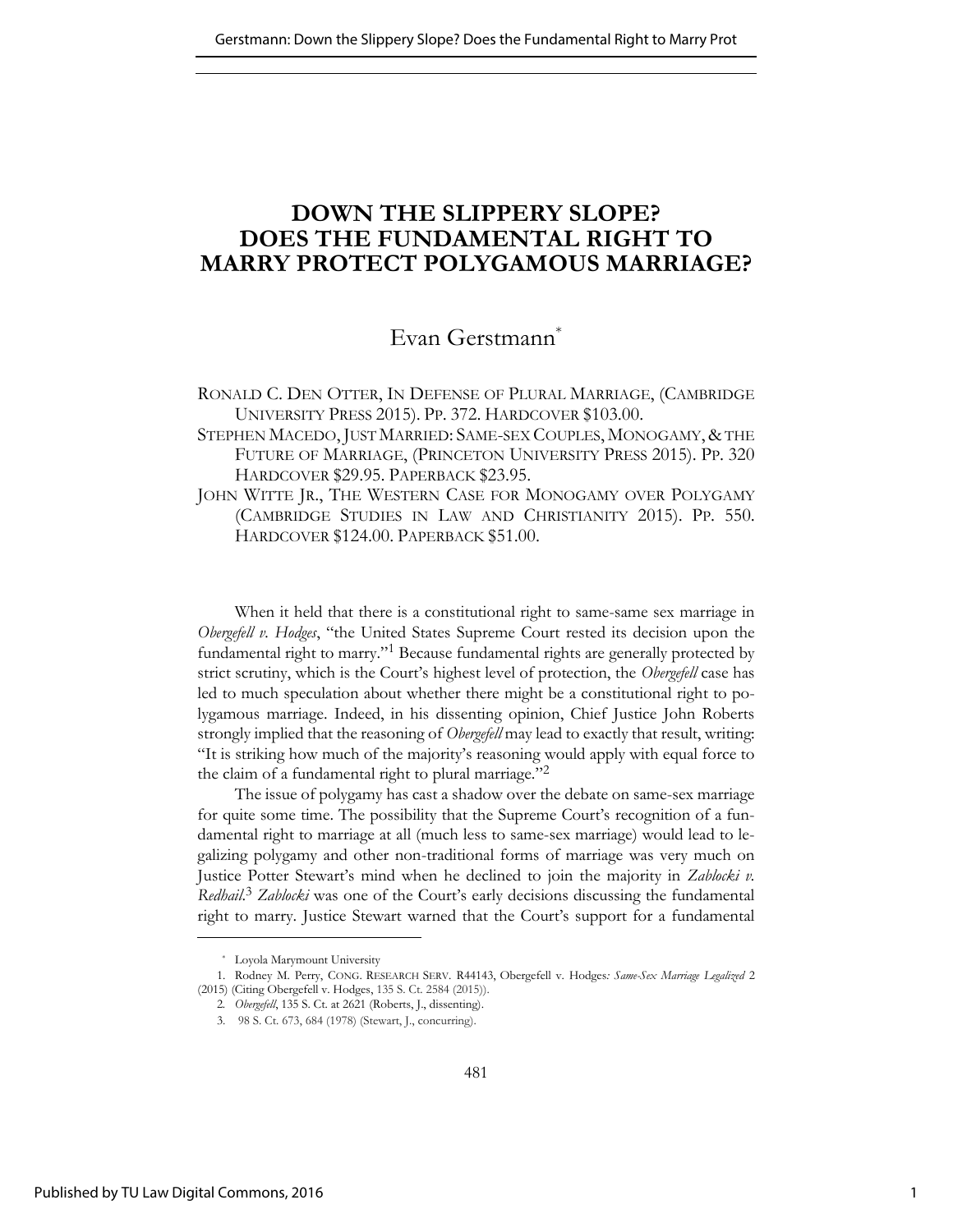# DOWN THE SLIPPERY SLOPE? DOES THE FUNDAMENTAL RIGHT TO MARRY PROTECT POLYGAMOUS MARRIAGE?

Evan Gerstmann*

RONALD C. DEN OTTER, IN DEFENSE OF PLURAL MARRIAGE, (CAMBRIDGE UNIVERSITY PRESS 2015). PP. 372. HARDCOVER $103.00.

STEPHEN MACEDO, JUST MARRIED: SAME-SEX COUPLES, MONOGAMY, & THE FUTURE OF MARRIAGE, (PRINCETON UNIVERSITY PRESS 2015). PP. 320 HARDCOVER $29.95. PAPERBACK $23.95.

JOHN WITTE JR., THE WESTERN CASE FOR MONOGAMY OVER POLYGAMY (CAMBRIDGE STUDIES IN LAW AND CHRISTIANITY 2015). PP. 550. HARDCOVER $124.00. PAPERBACK $51.00.

When it held that there is a constitutional right to same-same sex marriage in *Obergefell v. Hodges*, "the United States Supreme Court rested its decision upon the fundamental right to marry."[1] Because fundamental rights are generally protected by strict scrutiny, which is the Court's highest level of protection, the *Obergefell* case has led to much speculation about whether there might be a constitutional right to polygamous marriage. Indeed, in his dissenting opinion, Chief Justice John Roberts strongly implied that the reasoning of *Obergefell* may lead to exactly that result, writing: "It is striking how much of the majority's reasoning would apply with equal force to the claim of a fundamental right to plural marriage."[2]

The issue of polygamy has cast a shadow over the debate on same-sex marriage for quite some time. The possibility that the Supreme Court's recognition of a fundamental right to marriage at all (much less to same-sex marriage) would lead to legalizing polygamy and other non-traditional forms of marriage was very much on Justice Potter Stewart's mind when he declined to join the majority in *Zablocki v. Redhail*.[3] *Zablocki* was one of the Court's early decisions discussing the fundamental right to marry. Justice Stewart warned that the Court's support for a fundamental

---

\* Loyola Marymount University

1. Rodney M. Perry, CONG. RESEARCH SERV. R44143, Obergefell v. Hodges*: Same-Sex Marriage Legalized* 2 (2015) (Citing Obergefell v. Hodges, 135 S. Ct. 2584 (2015)).

2. *Obergefell*, 135 S. Ct. at 2621 (Roberts, J., dissenting).

3. 98 S. Ct. 673, 684 (1978) (Stewart, J., concurring).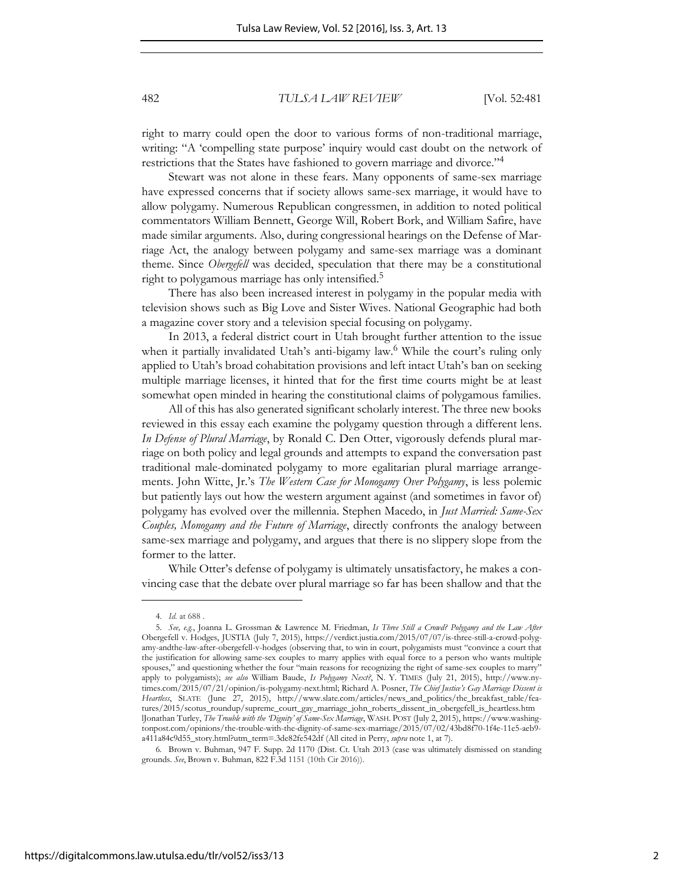right to marry could open the door to various forms of non-traditional marriage, writing: "A 'compelling state purpose' inquiry would cast doubt on the network of restrictions that the States have fashioned to govern marriage and divorce."[4]

Stewart was not alone in these fears. Many opponents of same-sex marriage have expressed concerns that if society allows same-sex marriage, it would have to allow polygamy. Numerous Republican congressmen, in addition to noted political commentators William Bennett, George Will, Robert Bork, and William Safire, have made similar arguments. Also, during congressional hearings on the Defense of Marriage Act, the analogy between polygamy and same-sex marriage was a dominant theme. Since *Obergefell* was decided, speculation that there may be a constitutional right to polygamous marriage has only intensified.[5]

There has also been increased interest in polygamy in the popular media with television shows such as Big Love and Sister Wives. National Geographic had both a magazine cover story and a television special focusing on polygamy.

In 2013, a federal district court in Utah brought further attention to the issue when it partially invalidated Utah's anti-bigamy law.[6] While the court's ruling only applied to Utah's broad cohabitation provisions and left intact Utah's ban on seeking multiple marriage licenses, it hinted that for the first time courts might be at least somewhat open minded in hearing the constitutional claims of polygamous families.

All of this has also generated significant scholarly interest. The three new books reviewed in this essay each examine the polygamy question through a different lens. *In Defense of Plural Marriage*, by Ronald C. Den Otter, vigorously defends plural marriage on both policy and legal grounds and attempts to expand the conversation past traditional male-dominated polygamy to more egalitarian plural marriage arrangements. John Witte, Jr.'s *The Western Case for Monogamy Over Polygamy*, is less polemic but patiently lays out how the western argument against (and sometimes in favor of) polygamy has evolved over the millennia. Stephen Macedo, in *Just Married: Same-Sex Couples, Monogamy and the Future of Marriage*, directly confronts the analogy between same-sex marriage and polygamy, and argues that there is no slippery slope from the former to the latter.

While Otter's defense of polygamy is ultimately unsatisfactory, he makes a convincing case that the debate over plural marriage so far has been shallow and that the

---

4. *Id.* at 688 .

5. *See, e.g.*, Joanna L. Grossman & Lawrence M. Friedman, *Is Three Still a Crowd? Polygamy and the Law After* Obergefell v. Hodges, JUSTIA (July 7, 2015), https://verdict.justia.com/2015/07/07/is-three-still-a-crowd-polygamy-andthe-law-after-obergefell-v-hodges (observing that, to win in court, polygamists must "convince a court that the justification for allowing same-sex couples to marry applies with equal force to a person who wants multiple spouses," and questioning whether the four "main reasons for recognizing the right of same-sex couples to marry" apply to polygamists); *see also* William Baude, *Is Polygamy Next?*, N. Y. TIMES (July 21, 2015), http://www.nytimes.com/2015/07/21/opinion/is-polygamy-next.html; Richard A. Posner, *The Chief Justice's Gay Marriage Dissent is Heartless*, SLATE (June 27, 2015), http://www.slate.com/articles/news_and_politics/the_breakfast_table/features/2015/scotus_roundup/supreme_court_gay_marriage_john_roberts_dissent_in_obergefell_is_heartless.html Jonathan Turley, *The Trouble with the 'Dignity' of Same-Sex Marriage*, WASH. POST (July 2, 2015), https://www.washingtonpost.com/opinions/the-trouble-with-the-dignity-of-same-sex-marriage/2015/07/02/43bd8f70-1f4e-11e5-aeb9-a411a84c9d55_story.html?utm_term=.3de82fe542df (All cited in Perry, *supra* note 1, at 7).

6. Brown v. Buhman, 947 F. Supp. 2d 1170 (Dist. Ct. Utah 2013 (case was ultimately dismissed on standing grounds. *See*, Brown v. Buhman, 822 F.3d 1151 (10th Cir 2016)).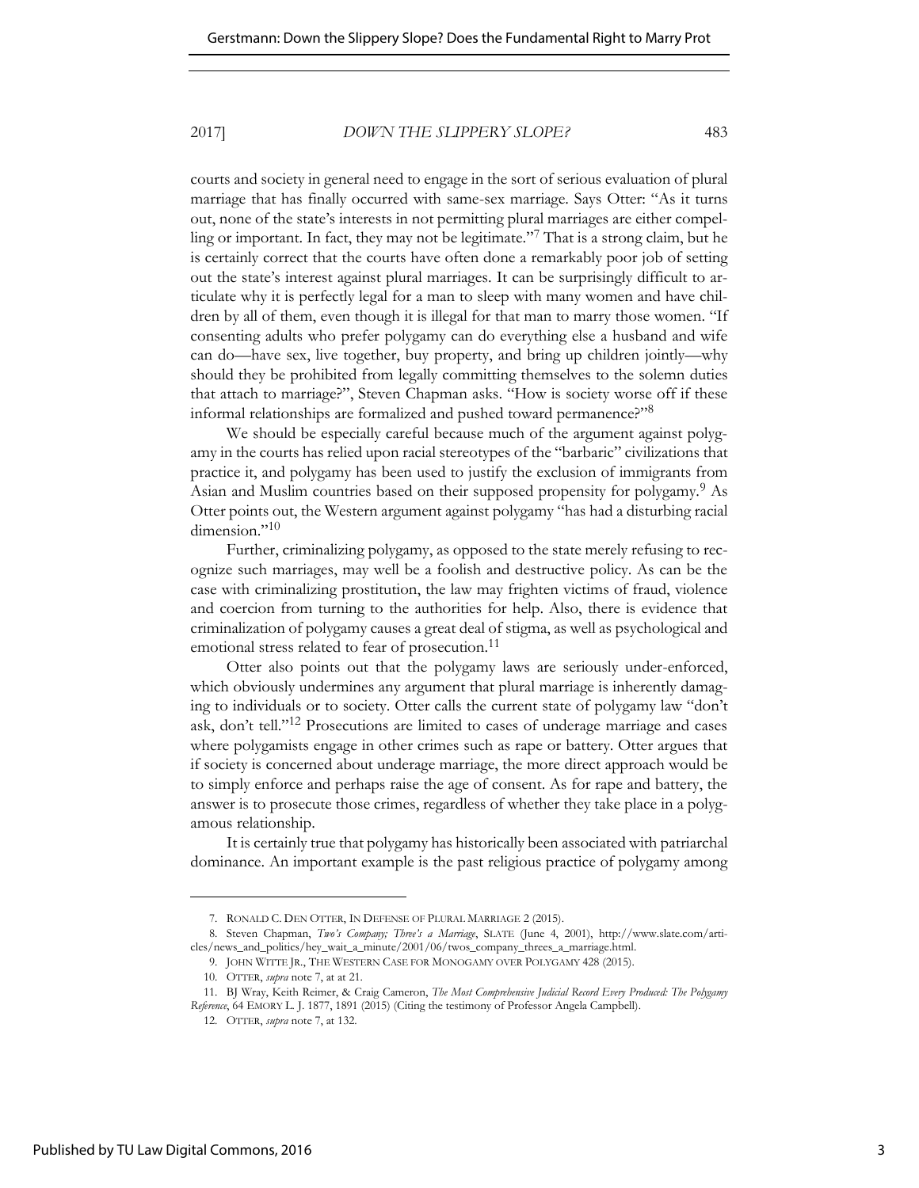courts and society in general need to engage in the sort of serious evaluation of plural marriage that has finally occurred with same-sex marriage. Says Otter: "As it turns out, none of the state's interests in not permitting plural marriages are either compelling or important. In fact, they may not be legitimate."[7] That is a strong claim, but he is certainly correct that the courts have often done a remarkably poor job of setting out the state's interest against plural marriages. It can be surprisingly difficult to articulate why it is perfectly legal for a man to sleep with many women and have children by all of them, even though it is illegal for that man to marry those women. "If consenting adults who prefer polygamy can do everything else a husband and wife can do—have sex, live together, buy property, and bring up children jointly—why should they be prohibited from legally committing themselves to the solemn duties that attach to marriage?", Steven Chapman asks. "How is society worse off if these informal relationships are formalized and pushed toward permanence?"[8]

We should be especially careful because much of the argument against polygamy in the courts has relied upon racial stereotypes of the "barbaric" civilizations that practice it, and polygamy has been used to justify the exclusion of immigrants from Asian and Muslim countries based on their supposed propensity for polygamy.[9] As Otter points out, the Western argument against polygamy "has had a disturbing racial dimension."[10]

Further, criminalizing polygamy, as opposed to the state merely refusing to recognize such marriages, may well be a foolish and destructive policy. As can be the case with criminalizing prostitution, the law may frighten victims of fraud, violence and coercion from turning to the authorities for help. Also, there is evidence that criminalization of polygamy causes a great deal of stigma, as well as psychological and emotional stress related to fear of prosecution.[11]

Otter also points out that the polygamy laws are seriously under-enforced, which obviously undermines any argument that plural marriage is inherently damaging to individuals or to society. Otter calls the current state of polygamy law "don't ask, don't tell."[12] Prosecutions are limited to cases of underage marriage and cases where polygamists engage in other crimes such as rape or battery. Otter argues that if society is concerned about underage marriage, the more direct approach would be to simply enforce and perhaps raise the age of consent. As for rape and battery, the answer is to prosecute those crimes, regardless of whether they take place in a polygamous relationship.

It is certainly true that polygamy has historically been associated with patriarchal dominance. An important example is the past religious practice of polygamy among

---

7. RONALD C. DEN OTTER, IN DEFENSE OF PLURAL MARRIAGE 2 (2015).

8. Steven Chapman, *Two's Company; Three's a Marriage*, SLATE (June 4, 2001), http://www.slate.com/articles/news_and_politics/hey_wait_a_minute/2001/06/twos_company_threes_a_marriage.html.

9. JOHN WITTE JR., THE WESTERN CASE FOR MONOGAMY OVER POLYGAMY 428 (2015).

10. OTTER, *supra* note 7, at at 21.

11. BJ Wray, Keith Reimer, & Craig Cameron, *The Most Comprehensive Judicial Record Every Produced: The Polygamy Reference*, 64 EMORY L. J. 1877, 1891 (2015) (Citing the testimony of Professor Angela Campbell).

12. OTTER, *supra* note 7, at 132.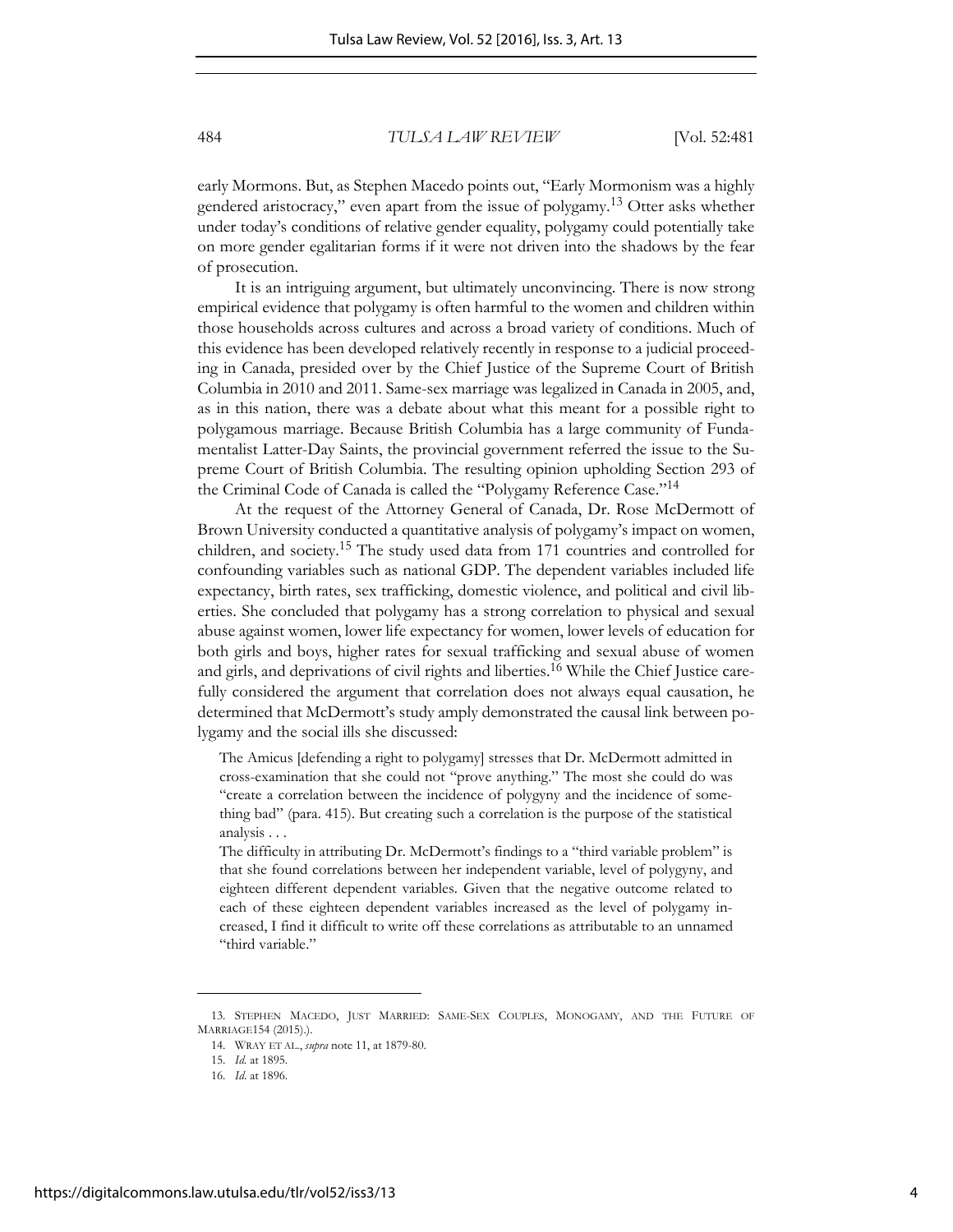early Mormons. But, as Stephen Macedo points out, "Early Mormonism was a highly gendered aristocracy," even apart from the issue of polygamy.[13] Otter asks whether under today's conditions of relative gender equality, polygamy could potentially take on more gender egalitarian forms if it were not driven into the shadows by the fear of prosecution.

It is an intriguing argument, but ultimately unconvincing. There is now strong empirical evidence that polygamy is often harmful to the women and children within those households across cultures and across a broad variety of conditions. Much of this evidence has been developed relatively recently in response to a judicial proceeding in Canada, presided over by the Chief Justice of the Supreme Court of British Columbia in 2010 and 2011. Same-sex marriage was legalized in Canada in 2005, and, as in this nation, there was a debate about what this meant for a possible right to polygamous marriage. Because British Columbia has a large community of Fundamentalist Latter-Day Saints, the provincial government referred the issue to the Supreme Court of British Columbia. The resulting opinion upholding Section 293 of the Criminal Code of Canada is called the "Polygamy Reference Case."[14]

At the request of the Attorney General of Canada, Dr. Rose McDermott of Brown University conducted a quantitative analysis of polygamy's impact on women, children, and society.[15] The study used data from 171 countries and controlled for confounding variables such as national GDP. The dependent variables included life expectancy, birth rates, sex trafficking, domestic violence, and political and civil liberties. She concluded that polygamy has a strong correlation to physical and sexual abuse against women, lower life expectancy for women, lower levels of education for both girls and boys, higher rates for sexual trafficking and sexual abuse of women and girls, and deprivations of civil rights and liberties.[16] While the Chief Justice carefully considered the argument that correlation does not always equal causation, he determined that McDermott's study amply demonstrated the causal link between polygamy and the social ills she discussed:

> The Amicus [defending a right to polygamy] stresses that Dr. McDermott admitted in cross-examination that she could not "prove anything." The most she could do was "create a correlation between the incidence of polygyny and the incidence of something bad" (para. 415). But creating such a correlation is the purpose of the statistical analysis . . .
>
> The difficulty in attributing Dr. McDermott's findings to a "third variable problem" is that she found correlations between her independent variable, level of polygyny, and eighteen different dependent variables. Given that the negative outcome related to each of these eighteen dependent variables increased as the level of polygamy increased, I find it difficult to write off these correlations as attributable to an unnamed "third variable."

---

13. STEPHEN MACEDO, JUST MARRIED: SAME-SEX COUPLES, MONOGAMY, AND THE FUTURE OF MARRIAGE154 (2015).).

14. WRAY ET AL., *supra* note 11, at 1879-80.

15. *Id.* at 1895.

16. *Id.* at 1896.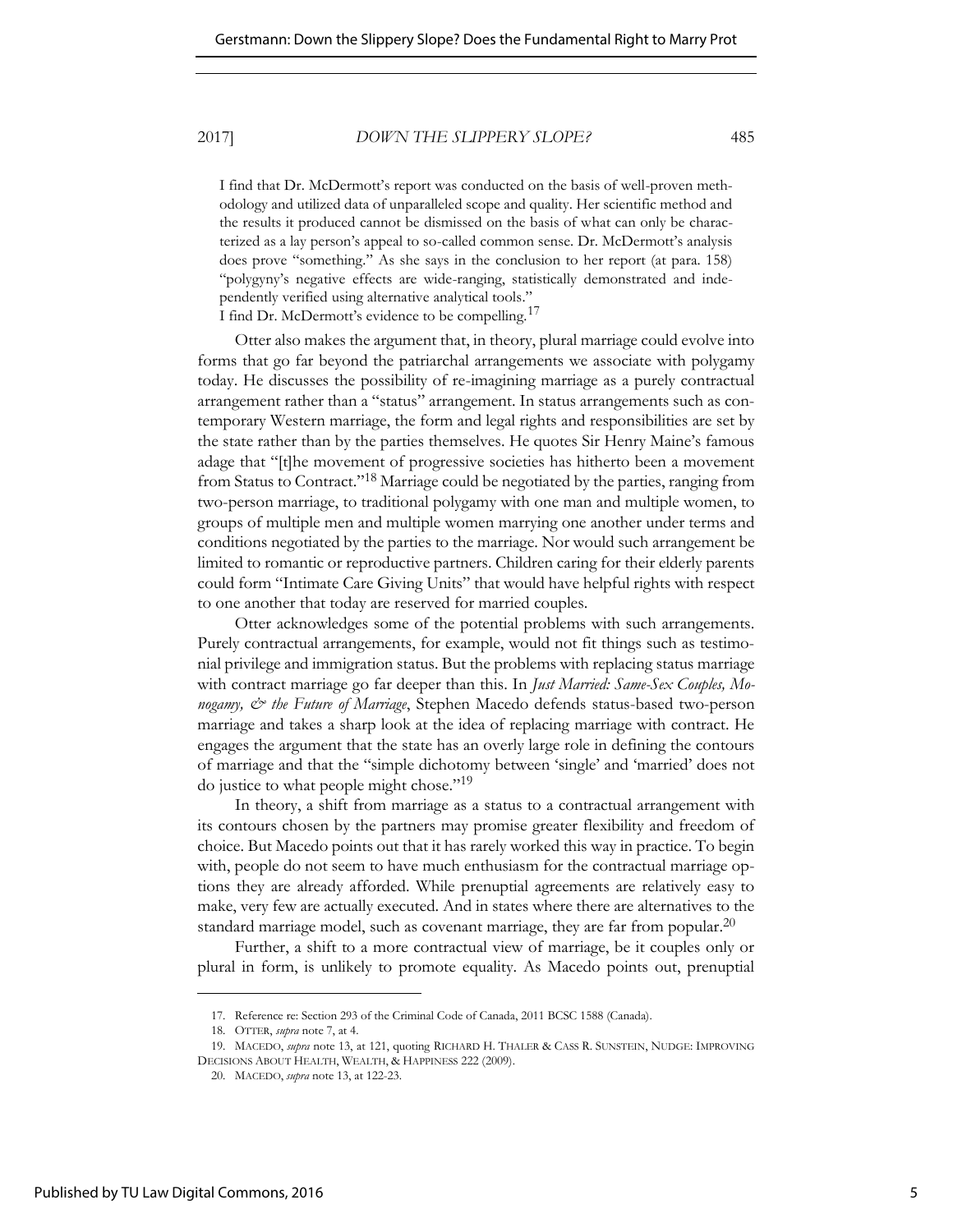> I find that Dr. McDermott's report was conducted on the basis of well-proven methodology and utilized data of unparalleled scope and quality. Her scientific method and the results it produced cannot be dismissed on the basis of what can only be characterized as a lay person's appeal to so-called common sense. Dr. McDermott's analysis does prove "something." As she says in the conclusion to her report (at para. 158) "polygyny's negative effects are wide-ranging, statistically demonstrated and independently verified using alternative analytical tools."
>
> I find Dr. McDermott's evidence to be compelling.[17]

Otter also makes the argument that, in theory, plural marriage could evolve into forms that go far beyond the patriarchal arrangements we associate with polygamy today. He discusses the possibility of re-imagining marriage as a purely contractual arrangement rather than a "status" arrangement. In status arrangements such as contemporary Western marriage, the form and legal rights and responsibilities are set by the state rather than by the parties themselves. He quotes Sir Henry Maine's famous adage that "[t]he movement of progressive societies has hitherto been a movement from Status to Contract."[18] Marriage could be negotiated by the parties, ranging from two-person marriage, to traditional polygamy with one man and multiple women, to groups of multiple men and multiple women marrying one another under terms and conditions negotiated by the parties to the marriage. Nor would such arrangement be limited to romantic or reproductive partners. Children caring for their elderly parents could form "Intimate Care Giving Units" that would have helpful rights with respect to one another that today are reserved for married couples.

Otter acknowledges some of the potential problems with such arrangements. Purely contractual arrangements, for example, would not fit things such as testimonial privilege and immigration status. But the problems with replacing status marriage with contract marriage go far deeper than this. In *Just Married: Same-Sex Couples, Monogamy, & the Future of Marriage*, Stephen Macedo defends status-based two-person marriage and takes a sharp look at the idea of replacing marriage with contract. He engages the argument that the state has an overly large role in defining the contours of marriage and that the "simple dichotomy between 'single' and 'married' does not do justice to what people might chose."[19]

In theory, a shift from marriage as a status to a contractual arrangement with its contours chosen by the partners may promise greater flexibility and freedom of choice. But Macedo points out that it has rarely worked this way in practice. To begin with, people do not seem to have much enthusiasm for the contractual marriage options they are already afforded. While prenuptial agreements are relatively easy to make, very few are actually executed. And in states where there are alternatives to the standard marriage model, such as covenant marriage, they are far from popular.[20]

Further, a shift to a more contractual view of marriage, be it couples only or plural in form, is unlikely to promote equality. As Macedo points out, prenuptial

---

17. Reference re: Section 293 of the Criminal Code of Canada, 2011 BCSC 1588 (Canada).

18. OTTER, *supra* note 7, at 4.

19. MACEDO, *supra* note 13, at 121, quoting RICHARD H. THALER & CASS R. SUNSTEIN, NUDGE: IMPROVING DECISIONS ABOUT HEALTH, WEALTH, & HAPPINESS 222 (2009).

20. MACEDO, *supra* note 13, at 122-23.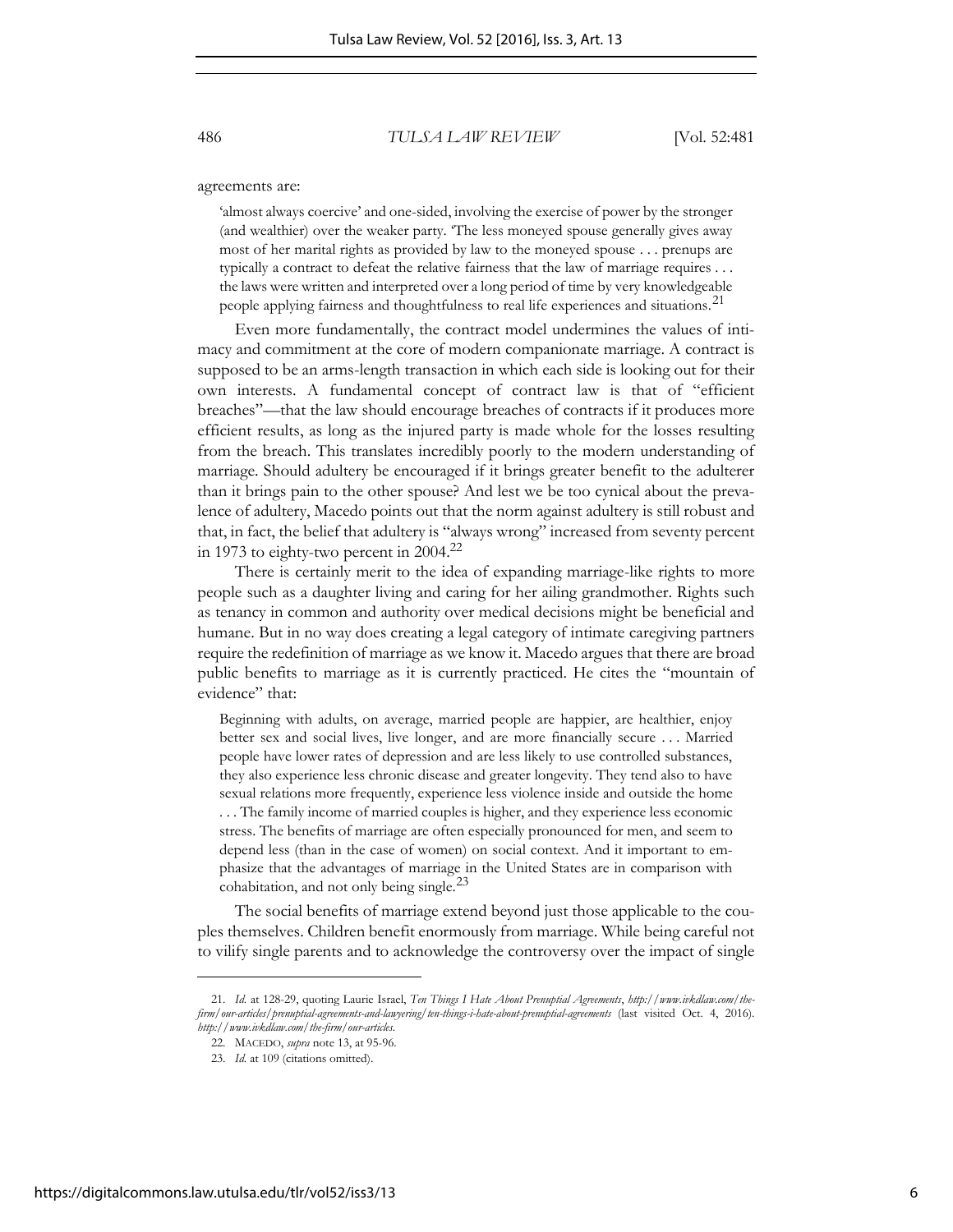agreements are:

> 'almost always coercive' and one-sided, involving the exercise of power by the stronger (and wealthier) over the weaker party. 'The less moneyed spouse generally gives away most of her marital rights as provided by law to the moneyed spouse . . . prenups are typically a contract to defeat the relative fairness that the law of marriage requires . . . the laws were written and interpreted over a long period of time by very knowledgeable people applying fairness and thoughtfulness to real life experiences and situations.[21]

Even more fundamentally, the contract model undermines the values of intimacy and commitment at the core of modern companionate marriage. A contract is supposed to be an arms-length transaction in which each side is looking out for their own interests. A fundamental concept of contract law is that of "efficient breaches"—that the law should encourage breaches of contracts if it produces more efficient results, as long as the injured party is made whole for the losses resulting from the breach. This translates incredibly poorly to the modern understanding of marriage. Should adultery be encouraged if it brings greater benefit to the adulterer than it brings pain to the other spouse? And lest we be too cynical about the prevalence of adultery, Macedo points out that the norm against adultery is still robust and that, in fact, the belief that adultery is "always wrong" increased from seventy percent in 1973 to eighty-two percent in 2004.[22]

There is certainly merit to the idea of expanding marriage-like rights to more people such as a daughter living and caring for her ailing grandmother. Rights such as tenancy in common and authority over medical decisions might be beneficial and humane. But in no way does creating a legal category of intimate caregiving partners require the redefinition of marriage as we know it. Macedo argues that there are broad public benefits to marriage as it is currently practiced. He cites the "mountain of evidence" that:

> Beginning with adults, on average, married people are happier, are healthier, enjoy better sex and social lives, live longer, and are more financially secure . . . Married people have lower rates of depression and are less likely to use controlled substances, they also experience less chronic disease and greater longevity. They tend also to have sexual relations more frequently, experience less violence inside and outside the home . . . The family income of married couples is higher, and they experience less economic stress. The benefits of marriage are often especially pronounced for men, and seem to depend less (than in the case of women) on social context. And it important to emphasize that the advantages of marriage in the United States are in comparison with cohabitation, and not only being single.[23]

The social benefits of marriage extend beyond just those applicable to the couples themselves. Children benefit enormously from marriage. While being careful not to vilify single parents and to acknowledge the controversy over the impact of single

---

21. *Id.* at 128-29, quoting Laurie Israel, *Ten Things I Hate About Prenuptial Agreements*, *http://www.ivkdlaw.com/the-firm/our-articles/prenuptial-agreements-and-lawyering/ten-things-i-hate-about-prenuptial-agreements* (last visited Oct. 4, 2016). *http://www.ivkdlaw.com/the-firm/our-articles.*

22. MACEDO, *supra* note 13, at 95-96.

23. *Id.* at 109 (citations omitted).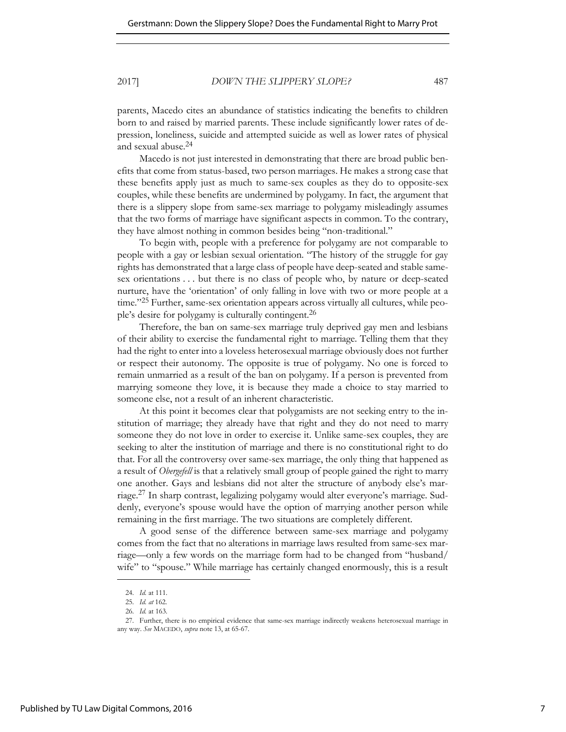parents, Macedo cites an abundance of statistics indicating the benefits to children born to and raised by married parents. These include significantly lower rates of depression, loneliness, suicide and attempted suicide as well as lower rates of physical and sexual abuse.[24]

Macedo is not just interested in demonstrating that there are broad public benefits that come from status-based, two person marriages. He makes a strong case that these benefits apply just as much to same-sex couples as they do to opposite-sex couples, while these benefits are undermined by polygamy. In fact, the argument that there is a slippery slope from same-sex marriage to polygamy misleadingly assumes that the two forms of marriage have significant aspects in common. To the contrary, they have almost nothing in common besides being "non-traditional."

To begin with, people with a preference for polygamy are not comparable to people with a gay or lesbian sexual orientation. "The history of the struggle for gay rights has demonstrated that a large class of people have deep-seated and stable same-sex orientations . . . but there is no class of people who, by nature or deep-seated nurture, have the 'orientation' of only falling in love with two or more people at a time."[25] Further, same-sex orientation appears across virtually all cultures, while people's desire for polygamy is culturally contingent.[26]

Therefore, the ban on same-sex marriage truly deprived gay men and lesbians of their ability to exercise the fundamental right to marriage. Telling them that they had the right to enter into a loveless heterosexual marriage obviously does not further or respect their autonomy. The opposite is true of polygamy. No one is forced to remain unmarried as a result of the ban on polygamy. If a person is prevented from marrying someone they love, it is because they made a choice to stay married to someone else, not a result of an inherent characteristic.

At this point it becomes clear that polygamists are not seeking entry to the institution of marriage; they already have that right and they do not need to marry someone they do not love in order to exercise it. Unlike same-sex couples, they are seeking to alter the institution of marriage and there is no constitutional right to do that. For all the controversy over same-sex marriage, the only thing that happened as a result of *Obergefell* is that a relatively small group of people gained the right to marry one another. Gays and lesbians did not alter the structure of anybody else's marriage.[27] In sharp contrast, legalizing polygamy would alter everyone's marriage. Suddenly, everyone's spouse would have the option of marrying another person while remaining in the first marriage. The two situations are completely different.

A good sense of the difference between same-sex marriage and polygamy comes from the fact that no alterations in marriage laws resulted from same-sex marriage—only a few words on the marriage form had to be changed from "husband/wife" to "spouse." While marriage has certainly changed enormously, this is a result

---

24. *Id.* at 111.

25. *Id. at* 162.

26. *Id.* at 163.

27. Further, there is no empirical evidence that same-sex marriage indirectly weakens heterosexual marriage in any way. *See* MACEDO, *supra* note 13, at 65-67.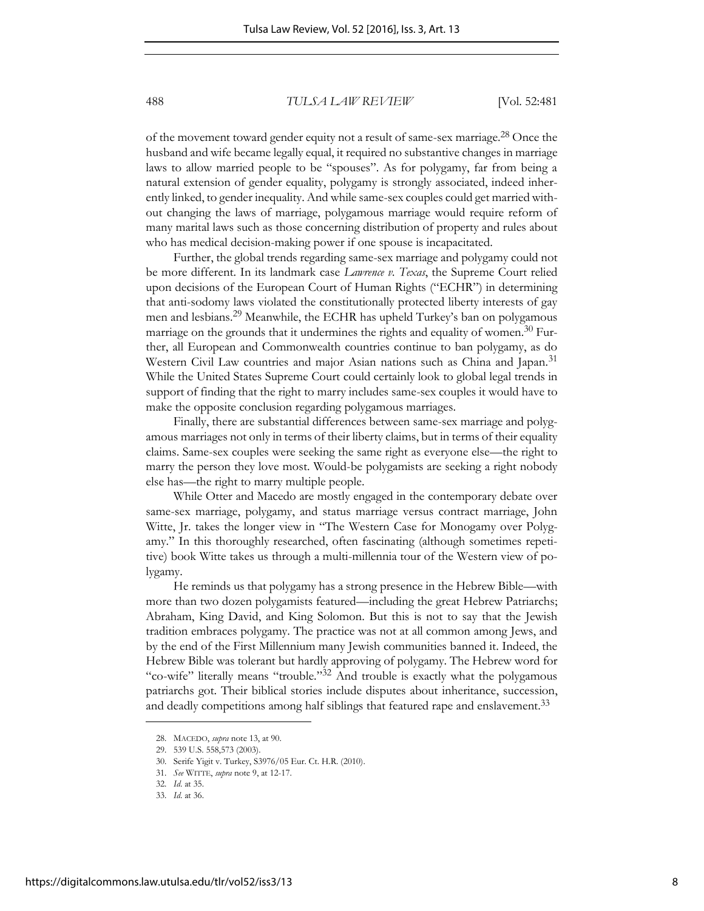of the movement toward gender equity not a result of same-sex marriage.[28] Once the husband and wife became legally equal, it required no substantive changes in marriage laws to allow married people to be "spouses". As for polygamy, far from being a natural extension of gender equality, polygamy is strongly associated, indeed inherently linked, to gender inequality. And while same-sex couples could get married without changing the laws of marriage, polygamous marriage would require reform of many marital laws such as those concerning distribution of property and rules about who has medical decision-making power if one spouse is incapacitated.

Further, the global trends regarding same-sex marriage and polygamy could not be more different. In its landmark case *Lawrence v. Texas*, the Supreme Court relied upon decisions of the European Court of Human Rights ("ECHR") in determining that anti-sodomy laws violated the constitutionally protected liberty interests of gay men and lesbians.[29] Meanwhile, the ECHR has upheld Turkey's ban on polygamous marriage on the grounds that it undermines the rights and equality of women.[30] Further, all European and Commonwealth countries continue to ban polygamy, as do Western Civil Law countries and major Asian nations such as China and Japan.[31] While the United States Supreme Court could certainly look to global legal trends in support of finding that the right to marry includes same-sex couples it would have to make the opposite conclusion regarding polygamous marriages.

Finally, there are substantial differences between same-sex marriage and polygamous marriages not only in terms of their liberty claims, but in terms of their equality claims. Same-sex couples were seeking the same right as everyone else—the right to marry the person they love most. Would-be polygamists are seeking a right nobody else has—the right to marry multiple people.

While Otter and Macedo are mostly engaged in the contemporary debate over same-sex marriage, polygamy, and status marriage versus contract marriage, John Witte, Jr. takes the longer view in "The Western Case for Monogamy over Polygamy." In this thoroughly researched, often fascinating (although sometimes repetitive) book Witte takes us through a multi-millennia tour of the Western view of polygamy.

He reminds us that polygamy has a strong presence in the Hebrew Bible—with more than two dozen polygamists featured—including the great Hebrew Patriarchs; Abraham, King David, and King Solomon. But this is not to say that the Jewish tradition embraces polygamy. The practice was not at all common among Jews, and by the end of the First Millennium many Jewish communities banned it. Indeed, the Hebrew Bible was tolerant but hardly approving of polygamy. The Hebrew word for "co-wife" literally means "trouble."[32] And trouble is exactly what the polygamous patriarchs got. Their biblical stories include disputes about inheritance, succession, and deadly competitions among half siblings that featured rape and enslavement.[33]

---

28. MACEDO, *supra* note 13, at 90.
29. 539 U.S. 558,573 (2003).
30. Serife Yigit v. Turkey, S3976/05 Eur. Ct. H.R. (2010).
31. *See* WITTE, *supra* note 9, at 12-17.
32. *Id.* at 35.
33. *Id.* at 36.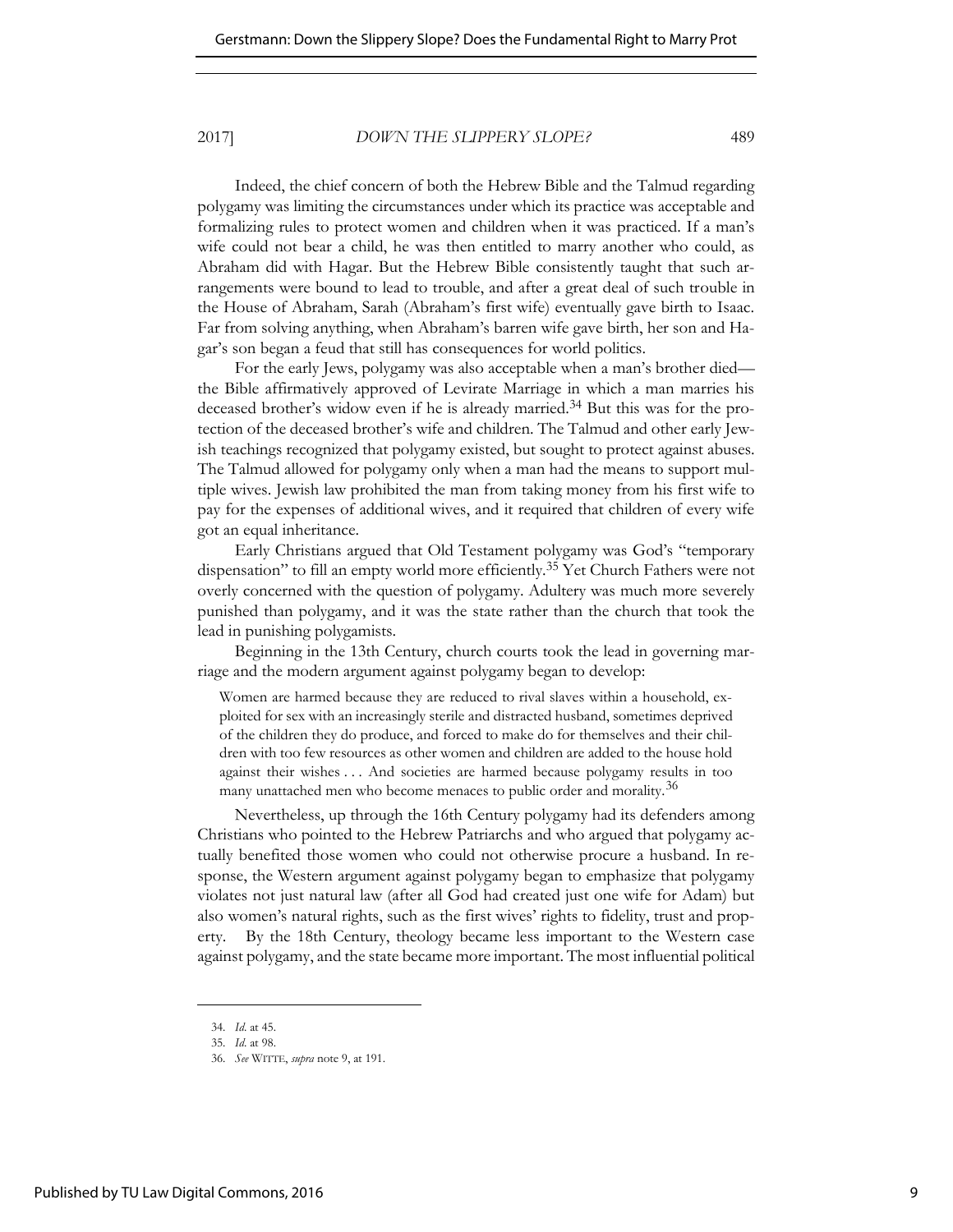Indeed, the chief concern of both the Hebrew Bible and the Talmud regarding polygamy was limiting the circumstances under which its practice was acceptable and formalizing rules to protect women and children when it was practiced. If a man's wife could not bear a child, he was then entitled to marry another who could, as Abraham did with Hagar. But the Hebrew Bible consistently taught that such arrangements were bound to lead to trouble, and after a great deal of such trouble in the House of Abraham, Sarah (Abraham's first wife) eventually gave birth to Isaac. Far from solving anything, when Abraham's barren wife gave birth, her son and Hagar's son began a feud that still has consequences for world politics.

For the early Jews, polygamy was also acceptable when a man's brother died—the Bible affirmatively approved of Levirate Marriage in which a man marries his deceased brother's widow even if he is already married.[34] But this was for the protection of the deceased brother's wife and children. The Talmud and other early Jewish teachings recognized that polygamy existed, but sought to protect against abuses. The Talmud allowed for polygamy only when a man had the means to support multiple wives. Jewish law prohibited the man from taking money from his first wife to pay for the expenses of additional wives, and it required that children of every wife got an equal inheritance.

Early Christians argued that Old Testament polygamy was God's "temporary dispensation" to fill an empty world more efficiently.[35] Yet Church Fathers were not overly concerned with the question of polygamy. Adultery was much more severely punished than polygamy, and it was the state rather than the church that took the lead in punishing polygamists.

Beginning in the 13th Century, church courts took the lead in governing marriage and the modern argument against polygamy began to develop:

> Women are harmed because they are reduced to rival slaves within a household, exploited for sex with an increasingly sterile and distracted husband, sometimes deprived of the children they do produce, and forced to make do for themselves and their children with too few resources as other women and children are added to the house hold against their wishes . . . And societies are harmed because polygamy results in too many unattached men who become menaces to public order and morality.[36]

Nevertheless, up through the 16th Century polygamy had its defenders among Christians who pointed to the Hebrew Patriarchs and who argued that polygamy actually benefited those women who could not otherwise procure a husband. In response, the Western argument against polygamy began to emphasize that polygamy violates not just natural law (after all God had created just one wife for Adam) but also women's natural rights, such as the first wives' rights to fidelity, trust and property. By the 18th Century, theology became less important to the Western case against polygamy, and the state became more important. The most influential political

---

34. *Id.* at 45.

35. *Id.* at 98.

36. *See* WITTE, *supra* note 9, at 191.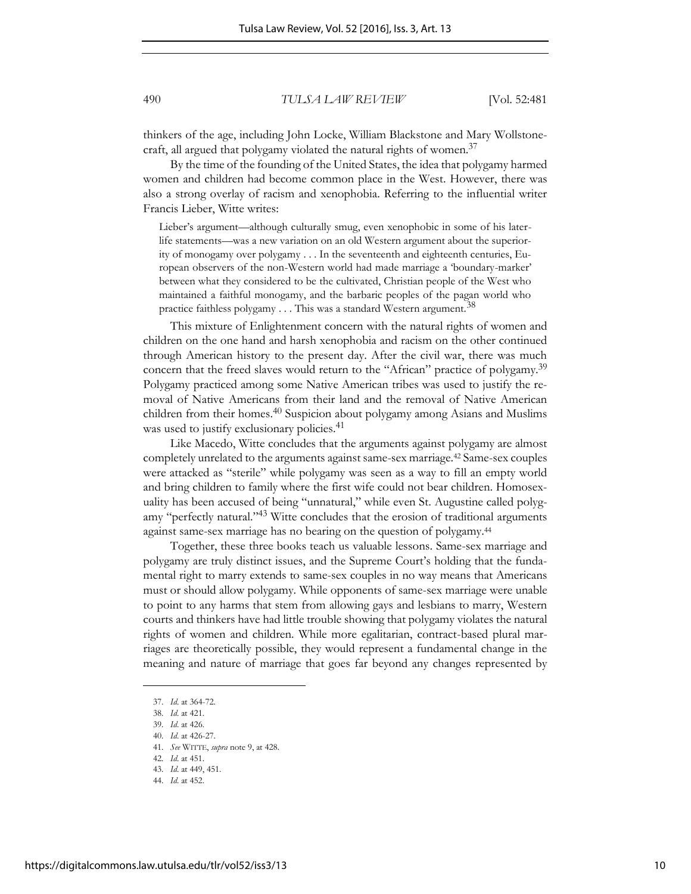thinkers of the age, including John Locke, William Blackstone and Mary Wollstonecraft, all argued that polygamy violated the natural rights of women.[37]

By the time of the founding of the United States, the idea that polygamy harmed women and children had become common place in the West. However, there was also a strong overlay of racism and xenophobia. Referring to the influential writer Francis Lieber, Witte writes:

> Lieber's argument—although culturally smug, even xenophobic in some of his later-life statements—was a new variation on an old Western argument about the superiority of monogamy over polygamy . . . In the seventeenth and eighteenth centuries, European observers of the non-Western world had made marriage a 'boundary-marker' between what they considered to be the cultivated, Christian people of the West who maintained a faithful monogamy, and the barbaric peoples of the pagan world who practice faithless polygamy . . . This was a standard Western argument.[38]

This mixture of Enlightenment concern with the natural rights of women and children on the one hand and harsh xenophobia and racism on the other continued through American history to the present day. After the civil war, there was much concern that the freed slaves would return to the "African" practice of polygamy.[39] Polygamy practiced among some Native American tribes was used to justify the removal of Native Americans from their land and the removal of Native American children from their homes.[40] Suspicion about polygamy among Asians and Muslims was used to justify exclusionary policies.[41]

Like Macedo, Witte concludes that the arguments against polygamy are almost completely unrelated to the arguments against same-sex marriage.[42] Same-sex couples were attacked as "sterile" while polygamy was seen as a way to fill an empty world and bring children to family where the first wife could not bear children. Homosexuality has been accused of being "unnatural," while even St. Augustine called polygamy "perfectly natural."[43] Witte concludes that the erosion of traditional arguments against same-sex marriage has no bearing on the question of polygamy.[44]

Together, these three books teach us valuable lessons. Same-sex marriage and polygamy are truly distinct issues, and the Supreme Court's holding that the fundamental right to marry extends to same-sex couples in no way means that Americans must or should allow polygamy. While opponents of same-sex marriage were unable to point to any harms that stem from allowing gays and lesbians to marry, Western courts and thinkers have had little trouble showing that polygamy violates the natural rights of women and children. While more egalitarian, contract-based plural marriages are theoretically possible, they would represent a fundamental change in the meaning and nature of marriage that goes far beyond any changes represented by

---

37. *Id.* at 364-72.
38. *Id.* at 421.
39. *Id.* at 426.
40. *Id.* at 426-27.
41. *See* WITTE, *supra* note 9, at 428.
42. *Id.* at 451.
43. *Id.* at 449, 451.
44. *Id.* at 452.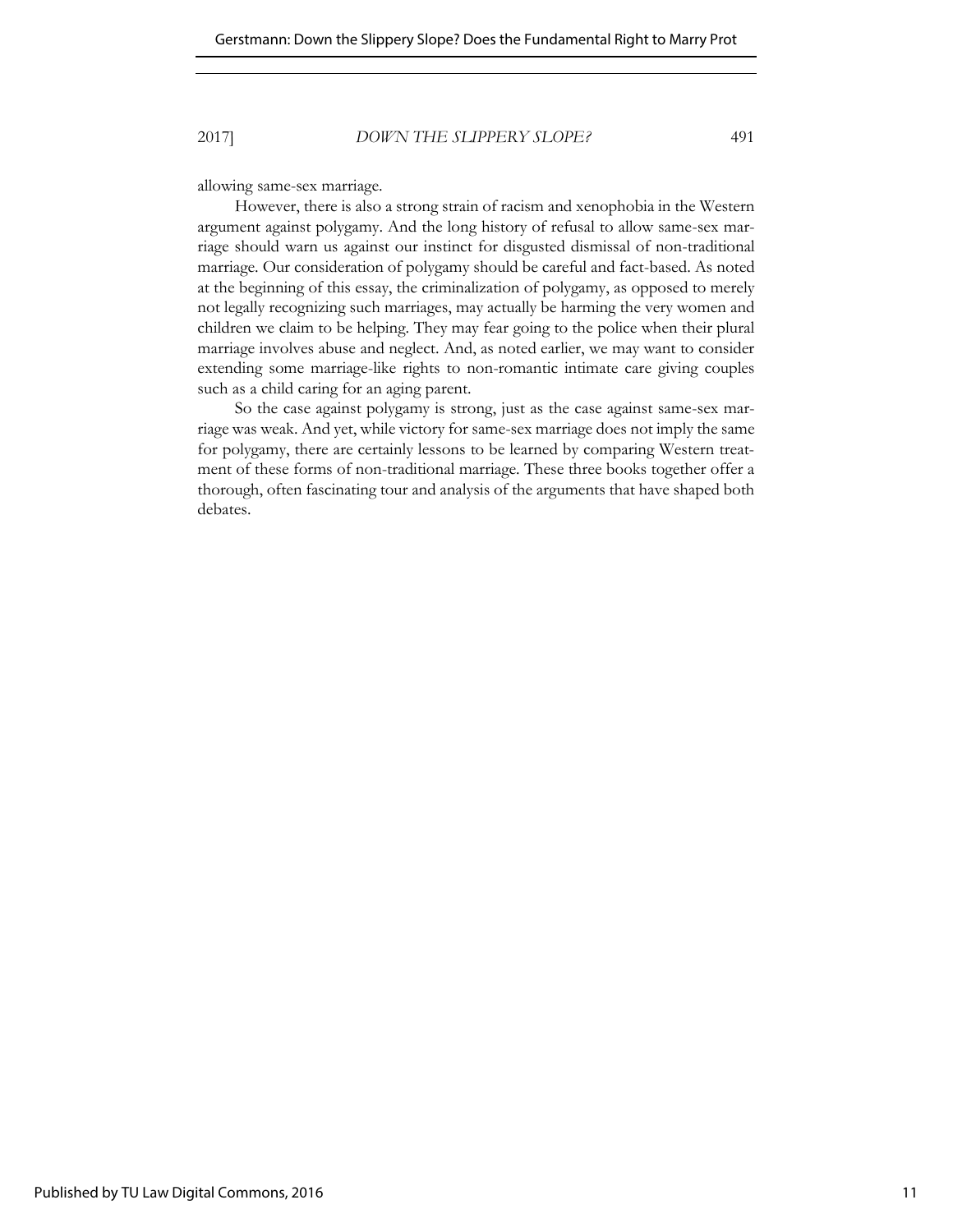allowing same-sex marriage.

However, there is also a strong strain of racism and xenophobia in the Western argument against polygamy. And the long history of refusal to allow same-sex marriage should warn us against our instinct for disgusted dismissal of non-traditional marriage. Our consideration of polygamy should be careful and fact-based. As noted at the beginning of this essay, the criminalization of polygamy, as opposed to merely not legally recognizing such marriages, may actually be harming the very women and children we claim to be helping. They may fear going to the police when their plural marriage involves abuse and neglect. And, as noted earlier, we may want to consider extending some marriage-like rights to non-romantic intimate care giving couples such as a child caring for an aging parent.

So the case against polygamy is strong, just as the case against same-sex marriage was weak. And yet, while victory for same-sex marriage does not imply the same for polygamy, there are certainly lessons to be learned by comparing Western treatment of these forms of non-traditional marriage. These three books together offer a thorough, often fascinating tour and analysis of the arguments that have shaped both debates.